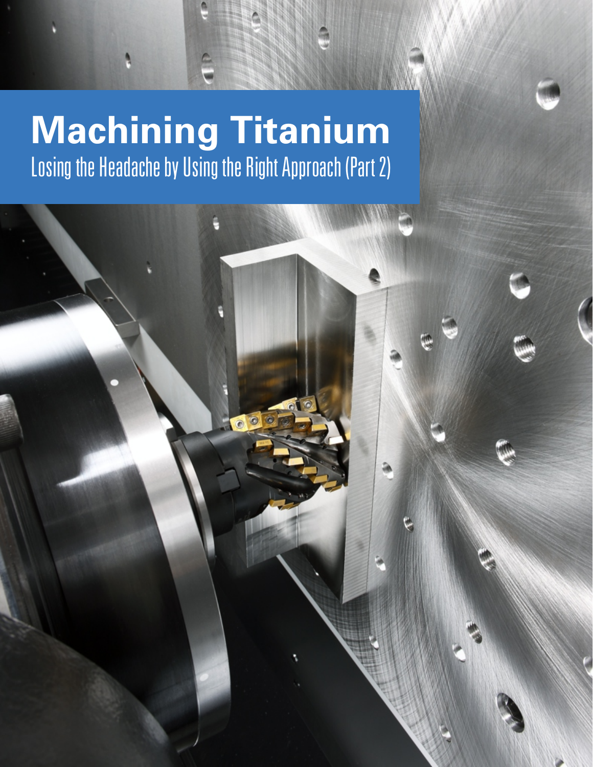# Machining Titanium

Losing the Headache by Using the Right Approach (Part 2)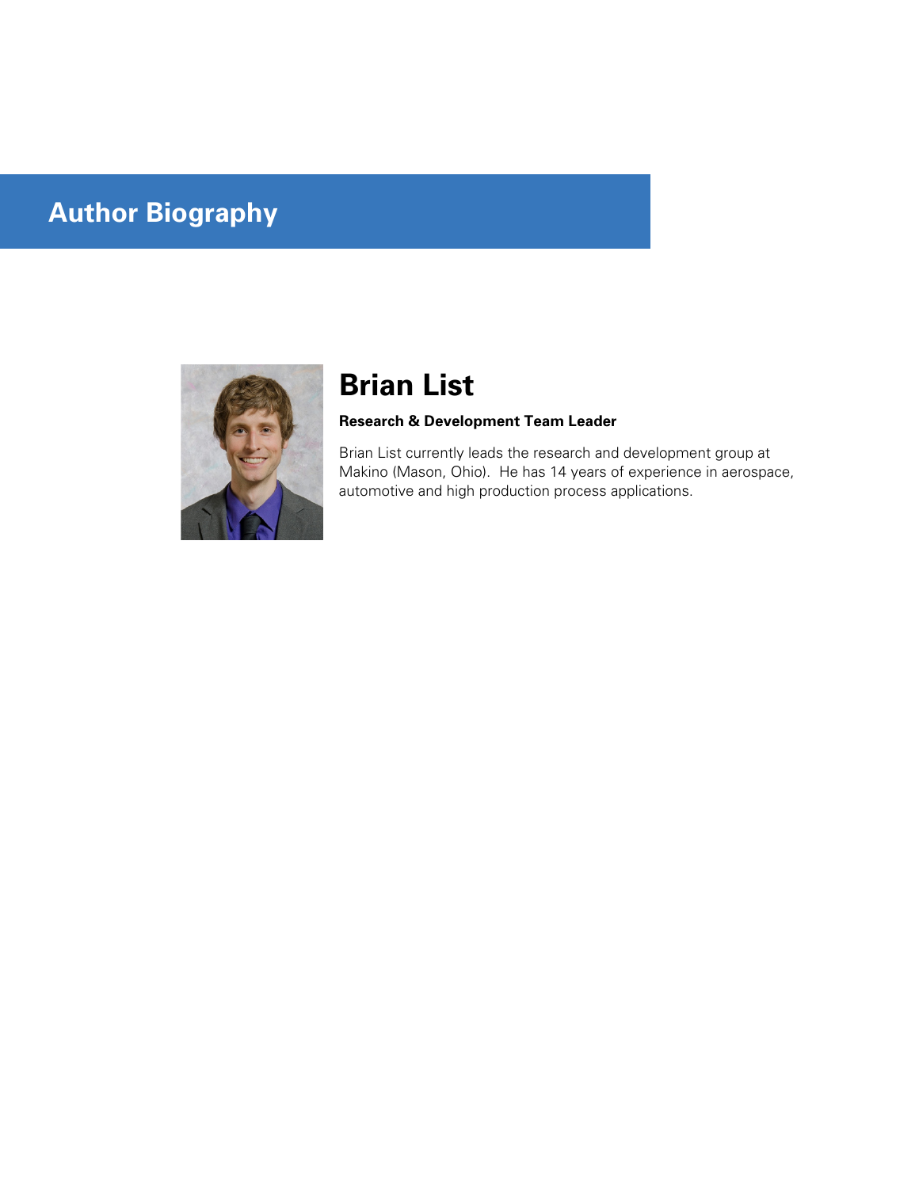# Author Biography

## Brian List

**Research & Development Team Leader**

Brian List currently leads the research and development group at Makino (Mason, Ohio). He has 14 years of experience in aerospace, automotive and high production process applications.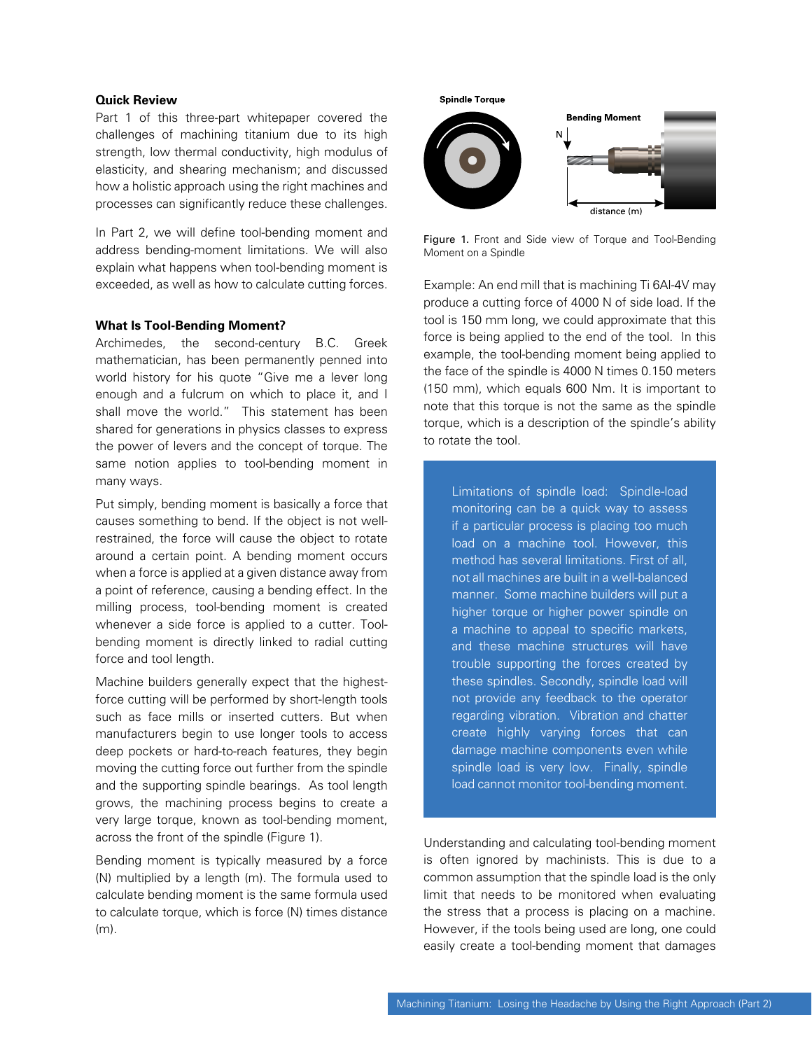### Quick Review

Part 1 of this three-part whitepaper covered the challenges of machining titanium due to its high strength, low thermal conductivity, high modulus of elasticity, and shearing mechanism; and discussed how a holistic approach using the right machines and processes can significantly reduce these challenges.

In Part 2, we will define tool-bending moment and address bending-moment limitations. We will also explain what happens when tool-bending moment is exceeded, as well as how to calculate cutting forces.

### What Is Tool-Bending Moment?

Archimedes, the second-century B.C. Greek mathematician, has been permanently penned into world history for his quote "Give me a lever long enough and a fulcrum on which to place it, and I shall move the world." This statement has been shared for generations in physics classes to express the power of levers and the concept of torque. The same notion applies to tool-bending moment in many ways.

Put simply, bending moment is basically a force that causes something to bend. If the object is not well-restrained, the force will cause the object to rotate around a certain point. A bending moment occurs when a force is applied at a given distance away from a point of reference, causing a bending effect. In the milling process, tool-bending moment is created whenever a side force is applied to a cutter. Tool-bending moment is directly linked to radial cutting force and tool length.

Machine builders generally expect that the highest-force cutting will be performed by short-length tools such as face mills or inserted cutters. But when manufacturers begin to use longer tools to access deep pockets or hard-to-reach features, they begin moving the cutting force out further from the spindle and the supporting spindle bearings. As tool length grows, the machining process begins to create a very large torque, known as tool-bending moment, across the front of the spindle (Figure 1).

Bending moment is typically measured by a force (N) multiplied by a length (m). The formula used to calculate bending moment is the same formula used to calculate torque, which is force (N) times distance (m).

Spindle Torque

Bending Moment

N

distance (m)

Figure 1. Front and Side view of Torque and Tool-Bending Moment on a Spindle

Example: An end mill that is machining Ti 6Al-4V may produce a cutting force of 4000 N of side load. If the tool is 150 mm long, we could approximate that this force is being applied to the end of the tool. In this example, the tool-bending moment being applied to the face of the spindle is 4000 N times 0.150 meters (150 mm), which equals 600 Nm. It is important to note that this torque is not the same as the spindle torque, which is a description of the spindle's ability to rotate the tool.

> Limitations of spindle load: Spindle-load monitoring can be a quick way to assess if a particular process is placing too much load on a machine tool. However, this method has several limitations. First of all, not all machines are built in a well-balanced manner. Some machine builders will put a higher torque or higher power spindle on a machine to appeal to specific markets, and these machine structures will have trouble supporting the forces created by these spindles. Secondly, spindle load will not provide any feedback to the operator regarding vibration. Vibration and chatter create highly varying forces that can damage machine components even while spindle load is very low. Finally, spindle load cannot monitor tool-bending moment.

Understanding and calculating tool-bending moment is often ignored by machinists. This is due to a common assumption that the spindle load is the only limit that needs to be monitored when evaluating the stress that a process is placing on a machine. However, if the tools being used are long, one could easily create a tool-bending moment that damages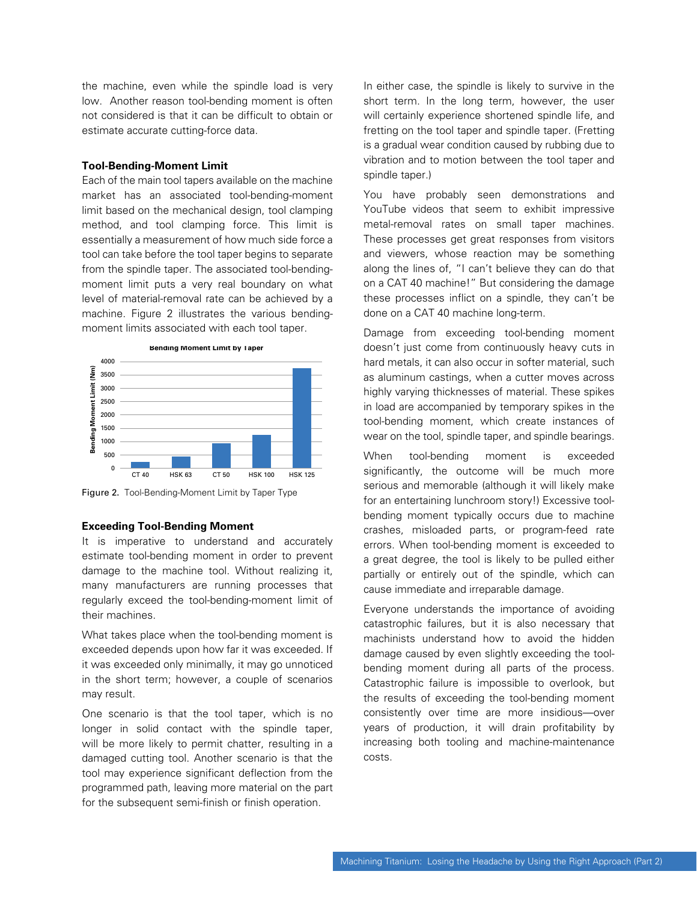the machine, even while the spindle load is very low. Another reason tool-bending moment is often not considered is that it can be difficult to obtain or estimate accurate cutting-force data.

### Tool-Bending-Moment Limit

Each of the main tool tapers available on the machine market has an associated tool-bending-moment limit based on the mechanical design, tool clamping method, and tool clamping force. This limit is essentially a measurement of how much side force a tool can take before the tool taper begins to separate from the spindle taper. The associated tool-bending-moment limit puts a very real boundary on what level of material-removal rate can be achieved by a machine. Figure 2 illustrates the various bending-moment limits associated with each tool taper.

Figure 2. Tool-Bending-Moment Limit by Taper Type

### Exceeding Tool-Bending Moment

It is imperative to understand and accurately estimate tool-bending moment in order to prevent damage to the machine tool. Without realizing it, many manufacturers are running processes that regularly exceed the tool-bending-moment limit of their machines.

What takes place when the tool-bending moment is exceeded depends upon how far it was exceeded. If it was exceeded only minimally, it may go unnoticed in the short term; however, a couple of scenarios may result.

One scenario is that the tool taper, which is no longer in solid contact with the spindle taper, will be more likely to permit chatter, resulting in a damaged cutting tool. Another scenario is that the tool may experience significant deflection from the programmed path, leaving more material on the part for the subsequent semi-finish or finish operation.

In either case, the spindle is likely to survive in the short term. In the long term, however, the user will certainly experience shortened spindle life, and fretting on the tool taper and spindle taper. (Fretting is a gradual wear condition caused by rubbing due to vibration and to motion between the tool taper and spindle taper.)

You have probably seen demonstrations and YouTube videos that seem to exhibit impressive metal-removal rates on small taper machines. These processes get great responses from visitors and viewers, whose reaction may be something along the lines of, "I can't believe they can do that on a CAT 40 machine!" But considering the damage these processes inflict on a spindle, they can't be done on a CAT 40 machine long-term.

Damage from exceeding tool-bending moment doesn't just come from continuously heavy cuts in hard metals, it can also occur in softer material, such as aluminum castings, when a cutter moves across highly varying thicknesses of material. These spikes in load are accompanied by temporary spikes in the tool-bending moment, which create instances of wear on the tool, spindle taper, and spindle bearings.

When tool-bending moment is exceeded significantly, the outcome will be much more serious and memorable (although it will likely make for an entertaining lunchroom story!) Excessive tool-bending moment typically occurs due to machine crashes, misloaded parts, or program-feed rate errors. When tool-bending moment is exceeded to a great degree, the tool is likely to be pulled either partially or entirely out of the spindle, which can cause immediate and irreparable damage.

Everyone understands the importance of avoiding catastrophic failures, but it is also necessary that machinists understand how to avoid the hidden damage caused by even slightly exceeding the tool-bending moment during all parts of the process. Catastrophic failure is impossible to overlook, but the results of exceeding the tool-bending moment consistently over time are more insidious—over years of production, it will drain profitability by increasing both tooling and machine-maintenance costs.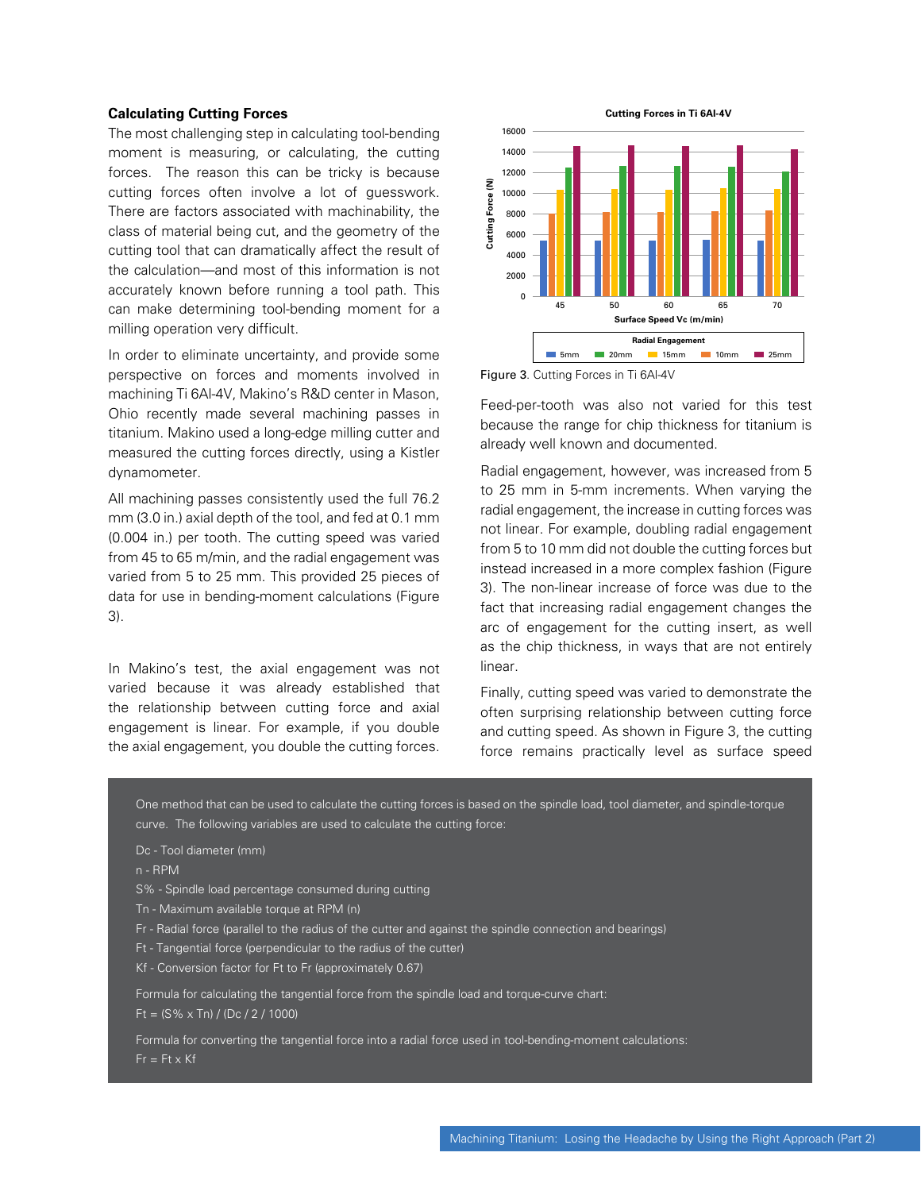### Calculating Cutting Forces

The most challenging step in calculating tool-bending moment is measuring, or calculating, the cutting forces. The reason this can be tricky is because cutting forces often involve a lot of guesswork. There are factors associated with machinability, the class of material being cut, and the geometry of the cutting tool that can dramatically affect the result of the calculation—and most of this information is not accurately known before running a tool path. This can make determining tool-bending moment for a milling operation very difficult.

In order to eliminate uncertainty, and provide some perspective on forces and moments involved in machining Ti 6Al-4V, Makino's R&D center in Mason, Ohio recently made several machining passes in titanium. Makino used a long-edge milling cutter and measured the cutting forces directly, using a Kistler dynamometer.

All machining passes consistently used the full 76.2 mm (3.0 in.) axial depth of the tool, and fed at 0.1 mm (0.004 in.) per tooth. The cutting speed was varied from 45 to 65 m/min, and the radial engagement was varied from 5 to 25 mm. This provided 25 pieces of data for use in bending-moment calculations (Figure 3).

In Makino's test, the axial engagement was not varied because it was already established that the relationship between cutting force and axial engagement is linear. For example, if you double the axial engagement, you double the cutting forces.

Figure 3. Cutting Forces in Ti 6Al-4V

Feed-per-tooth was also not varied for this test because the range for chip thickness for titanium is already well known and documented.

Radial engagement, however, was increased from 5 to 25 mm in 5-mm increments. When varying the radial engagement, the increase in cutting forces was not linear. For example, doubling radial engagement from 5 to 10 mm did not double the cutting forces but instead increased in a more complex fashion (Figure 3). The non-linear increase of force was due to the fact that increasing radial engagement changes the arc of engagement for the cutting insert, as well as the chip thickness, in ways that are not entirely linear.

Finally, cutting speed was varied to demonstrate the often surprising relationship between cutting force and cutting speed. As shown in Figure 3, the cutting force remains practically level as surface speed

---

One method that can be used to calculate the cutting forces is based on the spindle load, tool diameter, and spindle-torque curve. The following variables are used to calculate the cutting force:

Dc - Tool diameter (mm)

n - RPM

S% - Spindle load percentage consumed during cutting

Tn - Maximum available torque at RPM (n)

Fr - Radial force (parallel to the radius of the cutter and against the spindle connection and bearings)

Ft - Tangential force (perpendicular to the radius of the cutter)

Kf - Conversion factor for Ft to Fr (approximately 0.67)

Formula for calculating the tangential force from the spindle load and torque-curve chart:

Ft = (S% x Tn) / (Dc / 2 / 1000)

Formula for converting the tangential force into a radial force used in tool-bending-moment calculations:

Fr = Ft x Kf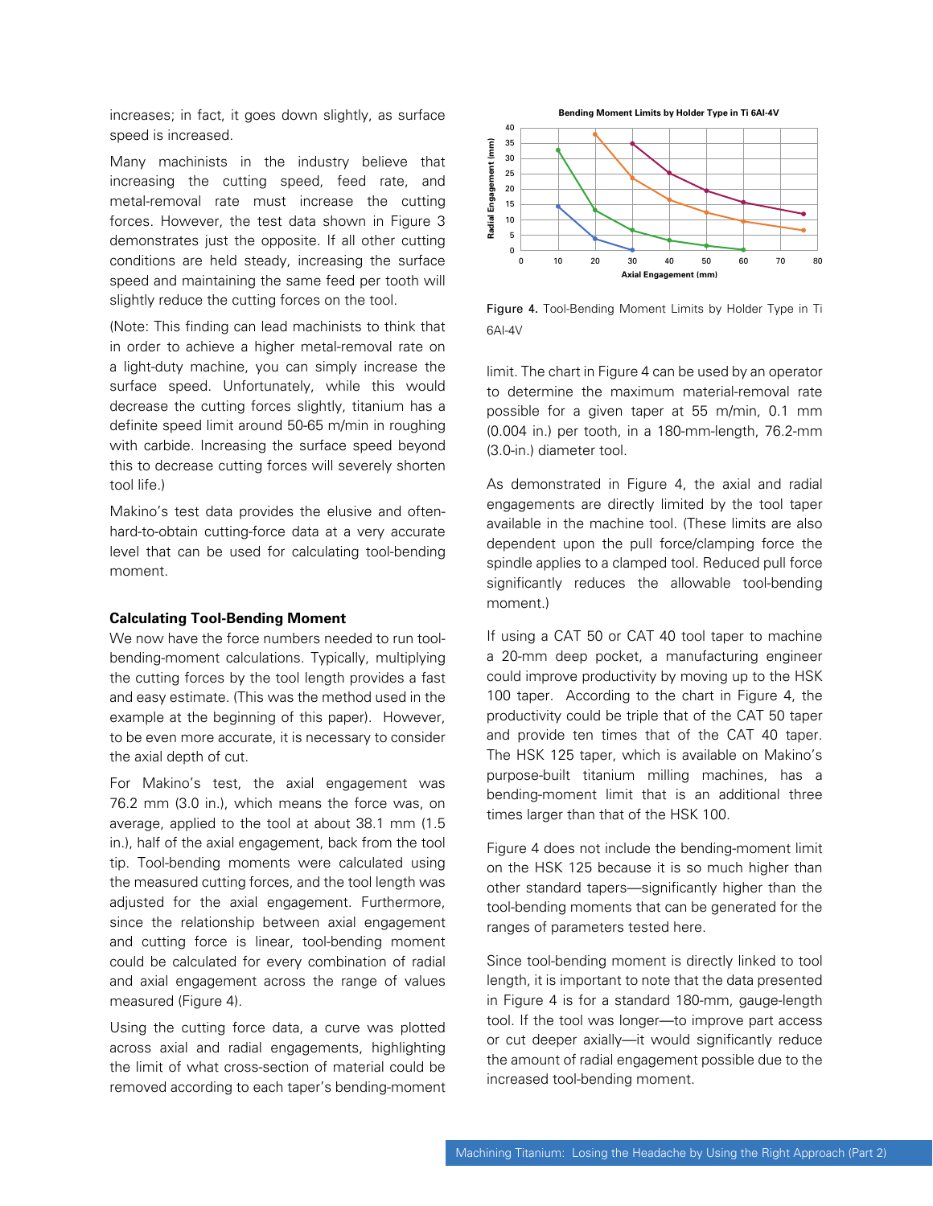increases; in fact, it goes down slightly, as surface speed is increased.

Many machinists in the industry believe that increasing the cutting speed, feed rate, and metal-removal rate must increase the cutting forces. However, the test data shown in Figure 3 demonstrates just the opposite. If all other cutting conditions are held steady, increasing the surface speed and maintaining the same feed per tooth will slightly reduce the cutting forces on the tool.

(Note: This finding can lead machinists to think that in order to achieve a higher metal-removal rate on a light-duty machine, you can simply increase the surface speed. Unfortunately, while this would decrease the cutting forces slightly, titanium has a definite speed limit around 50-65 m/min in roughing with carbide. Increasing the surface speed beyond this to decrease cutting forces will severely shorten tool life.)

Makino's test data provides the elusive and often-hard-to-obtain cutting-force data at a very accurate level that can be used for calculating tool-bending moment.

### Calculating Tool-Bending Moment

We now have the force numbers needed to run tool-bending-moment calculations. Typically, multiplying the cutting forces by the tool length provides a fast and easy estimate. (This was the method used in the example at the beginning of this paper). However, to be even more accurate, it is necessary to consider the axial depth of cut.

For Makino's test, the axial engagement was 76.2 mm (3.0 in.), which means the force was, on average, applied to the tool at about 38.1 mm (1.5 in.), half of the axial engagement, back from the tool tip. Tool-bending moments were calculated using the measured cutting forces, and the tool length was adjusted for the axial engagement. Furthermore, since the relationship between axial engagement and cutting force is linear, tool-bending moment could be calculated for every combination of radial and axial engagement across the range of values measured (Figure 4).

Using the cutting force data, a curve was plotted across axial and radial engagements, highlighting the limit of what cross-section of material could be removed according to each taper's bending-moment limit. The chart in Figure 4 can be used by an operator to determine the maximum material-removal rate possible for a given taper at 55 m/min, 0.1 mm (0.004 in.) per tooth, in a 180-mm-length, 76.2-mm (3.0-in.) diameter tool.

**Bending Moment Limits by Holder Type in Ti 6Al-4V**

| Axial Engagement (mm) | Series 1 (blue) Radial (mm) | Series 2 (green) Radial (mm) | Series 3 (orange) Radial (mm) | Series 4 (purple) Radial (mm) |
|---|---|---|---|---|
| 10 | 14.5 | 33 | | |
| 20 | 4 | 13 | 38 | |
| 30 | 0.3 | 6.5 | 23.5 | 35 |
| 40 | | 3.5 | 16.5 | 25 |
| 50 | | 1.5 | 12.5 | 19.5 |
| 60 | | 0.3 | 9.5 | 15.5 |
| 76 | | | 6.5 | 12 |

Figure 4. Tool-Bending Moment Limits by Holder Type in Ti 6Al-4V

As demonstrated in Figure 4, the axial and radial engagements are directly limited by the tool taper available in the machine tool. (These limits are also dependent upon the pull force/clamping force the spindle applies to a clamped tool. Reduced pull force significantly reduces the allowable tool-bending moment.)

If using a CAT 50 or CAT 40 tool taper to machine a 20-mm deep pocket, a manufacturing engineer could improve productivity by moving up to the HSK 100 taper. According to the chart in Figure 4, the productivity could be triple that of the CAT 50 taper and provide ten times that of the CAT 40 taper. The HSK 125 taper, which is available on Makino's purpose-built titanium milling machines, has a bending-moment limit that is an additional three times larger than that of the HSK 100.

Figure 4 does not include the bending-moment limit on the HSK 125 because it is so much higher than other standard tapers—significantly higher than the tool-bending moments that can be generated for the ranges of parameters tested here.

Since tool-bending moment is directly linked to tool length, it is important to note that the data presented in Figure 4 is for a standard 180-mm, gauge-length tool. If the tool was longer—to improve part access or cut deeper axially—it would significantly reduce the amount of radial engagement possible due to the increased tool-bending moment.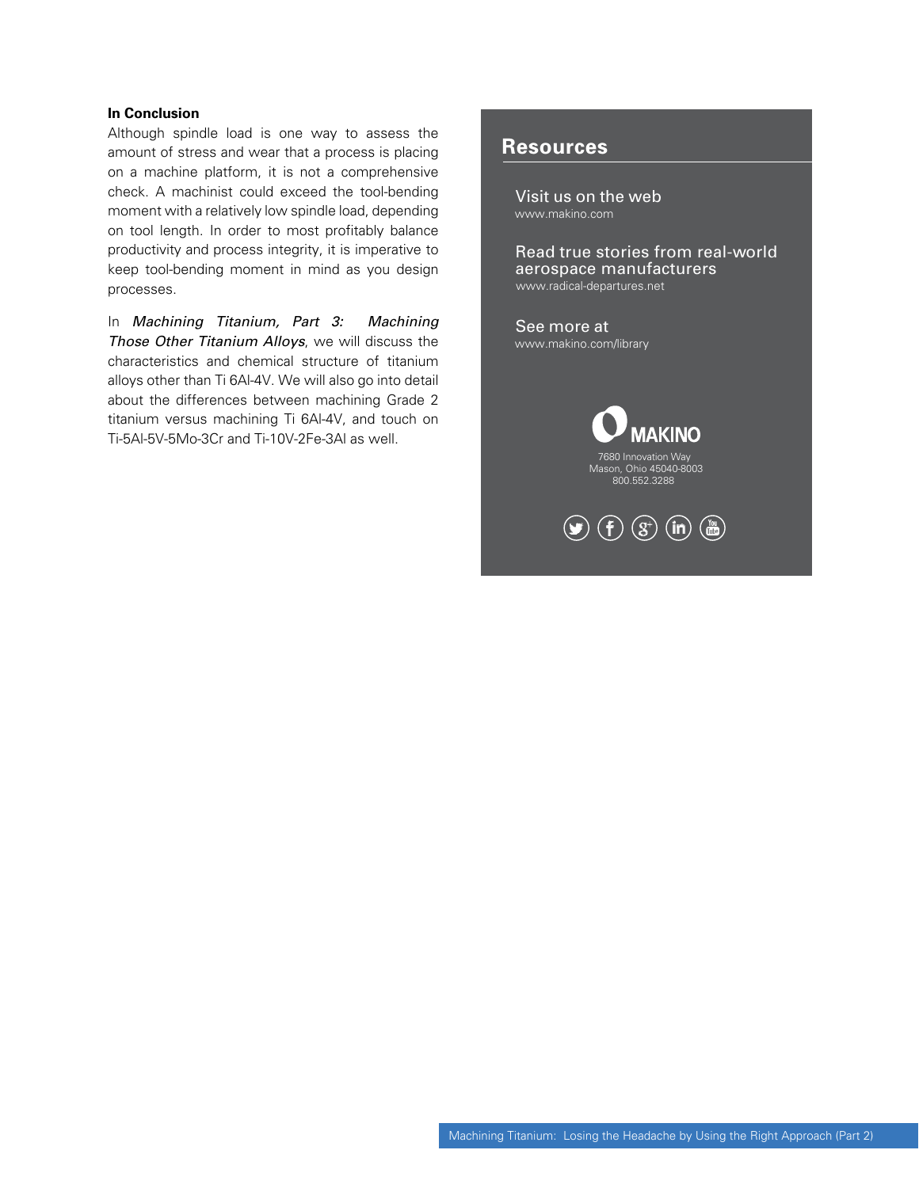### In Conclusion

Although spindle load is one way to assess the amount of stress and wear that a process is placing on a machine platform, it is not a comprehensive check. A machinist could exceed the tool-bending moment with a relatively low spindle load, depending on tool length. In order to most profitably balance productivity and process integrity, it is imperative to keep tool-bending moment in mind as you design processes.

In *Machining Titanium, Part 3: Machining Those Other Titanium Alloys*, we will discuss the characteristics and chemical structure of titanium alloys other than Ti 6Al-4V. We will also go into detail about the differences between machining Grade 2 titanium versus machining Ti 6Al-4V, and touch on Ti-5Al-5V-5Mo-3Cr and Ti-10V-2Fe-3Al as well.

## Resources

Visit us on the web
www.makino.com

Read true stories from real-world aerospace manufacturers
www.radical-departures.net

See more at
www.makino.com/library

MAKINO
7680 Innovation Way
Mason, Ohio 45040-8003
800.552.3288